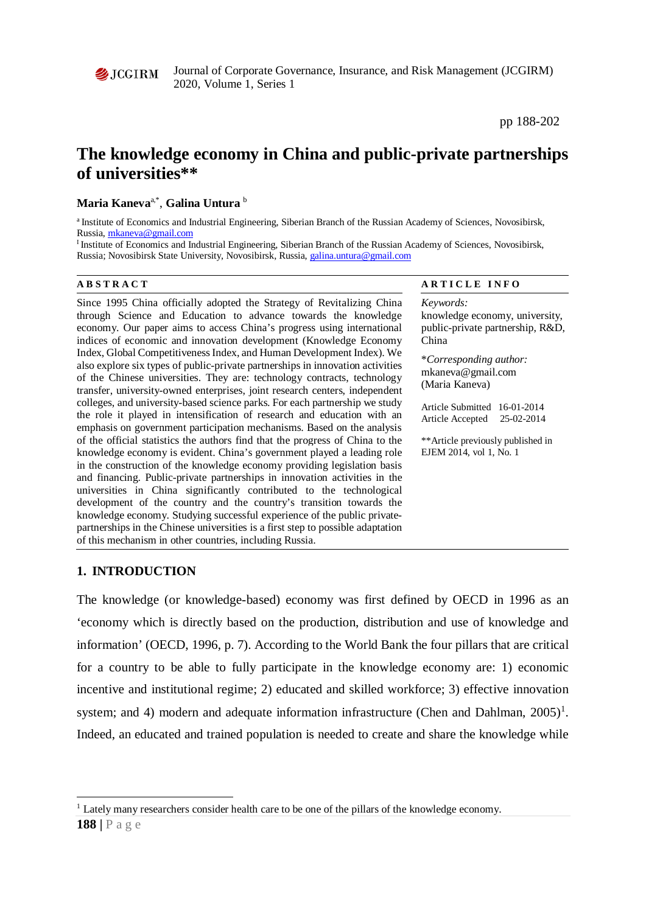# The knowledge economy in China and public-private partnerships of universities**

**Maria Kaneva**[a,*], **Galina Untura** [b]

[a] Institute of Economics and Industrial Engineering, Siberian Branch of the Russian Academy of Sciences, Novosibirsk, Russia, mkaneva@gmail.com

[I] Institute of Economics and Industrial Engineering, Siberian Branch of the Russian Academy of Sciences, Novosibirsk, Russia; Novosibirsk State University, Novosibirsk, Russia, galina.untura@gmail.com

**ABSTRACT**

Since 1995 China officially adopted the Strategy of Revitalizing China through Science and Education to advance towards the knowledge economy. Our paper aims to access China's progress using international indices of economic and innovation development (Knowledge Economy Index, Global Competitiveness Index, and Human Development Index). We also explore six types of public-private partnerships in innovation activities of the Chinese universities. They are: technology contracts, technology transfer, university-owned enterprises, joint research centers, independent colleges, and university-based science parks. For each partnership we study the role it played in intensification of research and education with an emphasis on government participation mechanisms. Based on the analysis of the official statistics the authors find that the progress of China to the knowledge economy is evident. China's government played a leading role in the construction of the knowledge economy providing legislation basis and financing. Public-private partnerships in innovation activities in the universities in China significantly contributed to the technological development of the country and the country's transition towards the knowledge economy. Studying successful experience of the public private-partnerships in the Chinese universities is a first step to possible adaptation of this mechanism in other countries, including Russia.

**ARTICLE INFO**

*Keywords:*
knowledge economy, university, public-private partnership, R&D, China

*\*Corresponding author:*
mkaneva@gmail.com
(Maria Kaneva)

Article Submitted 16-01-2014
Article Accepted 25-02-2014

**Article previously published in EJEM 2014, vol 1, No. 1

## 1. INTRODUCTION

The knowledge (or knowledge-based) economy was first defined by OECD in 1996 as an 'economy which is directly based on the production, distribution and use of knowledge and information' (OECD, 1996, p. 7). According to the World Bank the four pillars that are critical for a country to be able to fully participate in the knowledge economy are: 1) economic incentive and institutional regime; 2) educated and skilled workforce; 3) effective innovation system; and 4) modern and adequate information infrastructure (Chen and Dahlman, 2005)[1]. Indeed, an educated and trained population is needed to create and share the knowledge while

[1] Lately many researchers consider health care to be one of the pillars of the knowledge economy.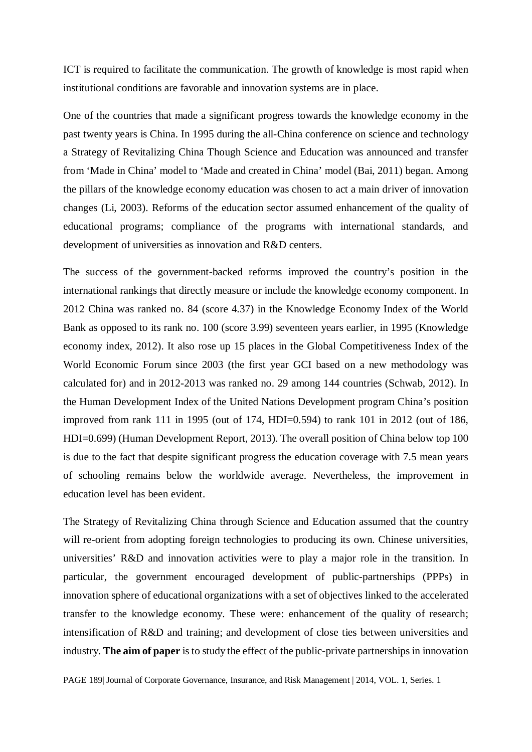ICT is required to facilitate the communication. The growth of knowledge is most rapid when institutional conditions are favorable and innovation systems are in place.

One of the countries that made a significant progress towards the knowledge economy in the past twenty years is China. In 1995 during the all-China conference on science and technology a Strategy of Revitalizing China Though Science and Education was announced and transfer from 'Made in China' model to 'Made and created in China' model (Bai, 2011) began. Among the pillars of the knowledge economy education was chosen to act a main driver of innovation changes (Li, 2003). Reforms of the education sector assumed enhancement of the quality of educational programs; compliance of the programs with international standards, and development of universities as innovation and R&D centers.

The success of the government-backed reforms improved the country's position in the international rankings that directly measure or include the knowledge economy component. In 2012 China was ranked no. 84 (score 4.37) in the Knowledge Economy Index of the World Bank as opposed to its rank no. 100 (score 3.99) seventeen years earlier, in 1995 (Knowledge economy index, 2012). It also rose up 15 places in the Global Competitiveness Index of the World Economic Forum since 2003 (the first year GCI based on a new methodology was calculated for) and in 2012-2013 was ranked no. 29 among 144 countries (Schwab, 2012). In the Human Development Index of the United Nations Development program China's position improved from rank 111 in 1995 (out of 174, HDI=0.594) to rank 101 in 2012 (out of 186, HDI=0.699) (Human Development Report, 2013). The overall position of China below top 100 is due to the fact that despite significant progress the education coverage with 7.5 mean years of schooling remains below the worldwide average. Nevertheless, the improvement in education level has been evident.

The Strategy of Revitalizing China through Science and Education assumed that the country will re-orient from adopting foreign technologies to producing its own. Chinese universities, universities' R&D and innovation activities were to play a major role in the transition. In particular, the government encouraged development of public-partnerships (PPPs) in innovation sphere of educational organizations with a set of objectives linked to the accelerated transfer to the knowledge economy. These were: enhancement of the quality of research; intensification of R&D and training; and development of close ties between universities and industry. **The aim of paper** is to study the effect of the public-private partnerships in innovation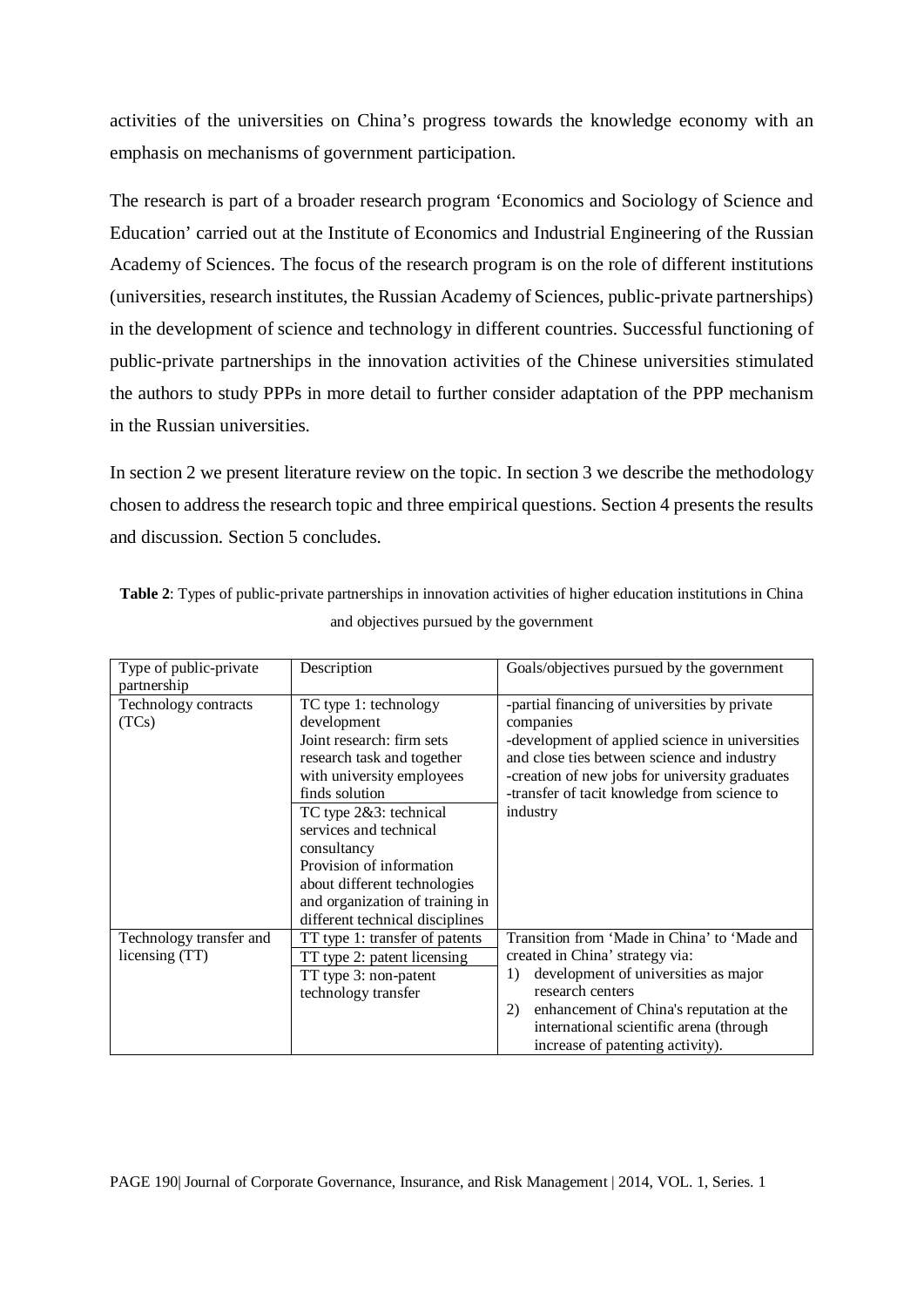activities of the universities on China's progress towards the knowledge economy with an emphasis on mechanisms of government participation.

The research is part of a broader research program 'Economics and Sociology of Science and Education' carried out at the Institute of Economics and Industrial Engineering of the Russian Academy of Sciences. The focus of the research program is on the role of different institutions (universities, research institutes, the Russian Academy of Sciences, public-private partnerships) in the development of science and technology in different countries. Successful functioning of public-private partnerships in the innovation activities of the Chinese universities stimulated the authors to study PPPs in more detail to further consider adaptation of the PPP mechanism in the Russian universities.

In section 2 we present literature review on the topic. In section 3 we describe the methodology chosen to address the research topic and three empirical questions. Section 4 presents the results and discussion. Section 5 concludes.

**Table 2**: Types of public-private partnerships in innovation activities of higher education institutions in China and objectives pursued by the government

| Type of public-private partnership | Description | Goals/objectives pursued by the government |
|---|---|---|
| Technology contracts (TCs) | TC type 1: technology development<br>Joint research: firm sets research task and together with university employees finds solution<br>TC type 2&3: technical services and technical consultancy<br>Provision of information about different technologies and organization of training in different technical disciplines | -partial financing of universities by private companies<br>-development of applied science in universities and close ties between science and industry<br>-creation of new jobs for university graduates<br>-transfer of tacit knowledge from science to industry |
| Technology transfer and licensing (TT) | TT type 1: transfer of patents<br>TT type 2: patent licensing<br>TT type 3: non-patent technology transfer | Transition from 'Made in China' to 'Made and created in China' strategy via:<br>1) development of universities as major research centers<br>2) enhancement of China's reputation at the international scientific arena (through increase of patenting activity). |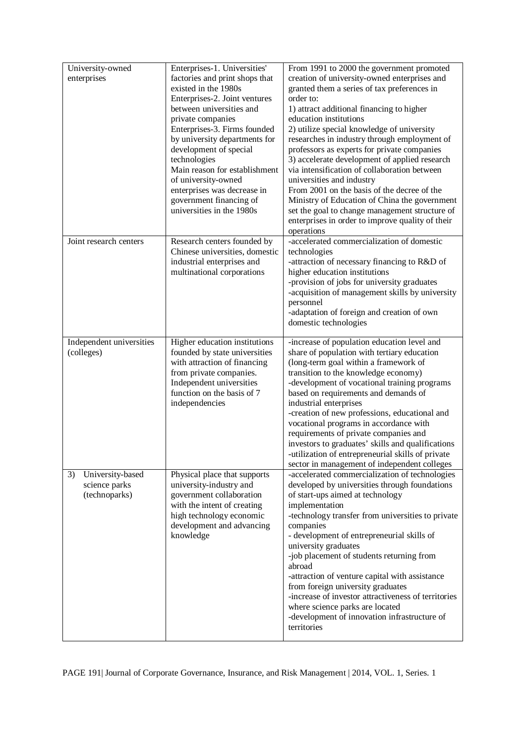| | | |
|---|---|---|
| University-owned enterprises | Enterprises-1. Universities' factories and print shops that existed in the 1980s<br>Enterprises-2. Joint ventures between universities and private companies<br>Enterprises-3. Firms founded by university departments for development of special technologies<br>Main reason for establishment of university-owned enterprises was decrease in government financing of universities in the 1980s | From 1991 to 2000 the government promoted creation of university-owned enterprises and granted them a series of tax preferences in order to:<br>1) attract additional financing to higher education institutions<br>2) utilize special knowledge of university researches in industry through employment of professors as experts for private companies<br>3) accelerate development of applied research via intensification of collaboration between universities and industry<br>From 2001 on the basis of the decree of the Ministry of Education of China the government set the goal to change management structure of enterprises in order to improve quality of their operations |
| Joint research centers | Research centers founded by Chinese universities, domestic industrial enterprises and multinational corporations | -accelerated commercialization of domestic technologies<br>-attraction of necessary financing to R&D of higher education institutions<br>-provision of jobs for university graduates<br>-acquisition of management skills by university personnel<br>-adaptation of foreign and creation of own domestic technologies |
| Independent universities (colleges) | Higher education institutions founded by state universities with attraction of financing from private companies. Independent universities function on the basis of 7 independencies | -increase of population education level and share of population with tertiary education (long-term goal within a framework of transition to the knowledge economy)<br>-development of vocational training programs based on requirements and demands of industrial enterprises<br>-creation of new professions, educational and vocational programs in accordance with requirements of private companies and investors to graduates' skills and qualifications<br>-utilization of entrepreneurial skills of private sector in management of independent colleges |
| 3) University-based science parks (technoparks) | Physical place that supports university-industry and government collaboration with the intent of creating high technology economic development and advancing knowledge | -accelerated commercialization of technologies developed by universities through foundations of start-ups aimed at technology implementation<br>-technology transfer from universities to private companies<br>- development of entrepreneurial skills of university graduates<br>-job placement of students returning from abroad<br>-attraction of venture capital with assistance from foreign university graduates<br>-increase of investor attractiveness of territories where science parks are located<br>-development of innovation infrastructure of territories |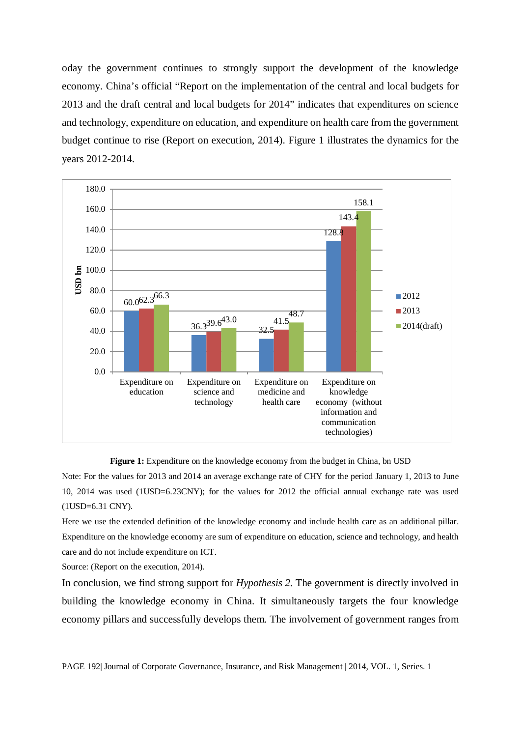oday the government continues to strongly support the development of the knowledge economy. China's official "Report on the implementation of the central and local budgets for 2013 and the draft central and local budgets for 2014" indicates that expenditures on science and technology, expenditure on education, and expenditure on health care from the government budget continue to rise (Report on execution, 2014). Figure 1 illustrates the dynamics for the years 2012-2014.

| USD bn | 2012 | 2013 | 2014(draft) |
|---|---|---|---|
| Expenditure on education | 60.0 | 62.3 | 66.3 |
| Expenditure on science and technology | 36.3 | 39.6 | 43.0 |
| Expenditure on medicine and health care | 32.5 | 41.5 | 48.7 |
| Expenditure on knowledge economy (without information and communication technologies) | 128.8 | 143.4 | 158.1 |

**Figure 1:** Expenditure on the knowledge economy from the budget in China, bn USD

Note: For the values for 2013 and 2014 an average exchange rate of CHY for the period January 1, 2013 to June 10, 2014 was used (1USD=6.23CNY); for the values for 2012 the official annual exchange rate was used (1USD=6.31 CNY).

Here we use the extended definition of the knowledge economy and include health care as an additional pillar. Expenditure on the knowledge economy are sum of expenditure on education, science and technology, and health care and do not include expenditure on ICT.

Source: (Report on the execution, 2014).

In conclusion, we find strong support for *Hypothesis 2*. The government is directly involved in building the knowledge economy in China. It simultaneously targets the four knowledge economy pillars and successfully develops them. The involvement of government ranges from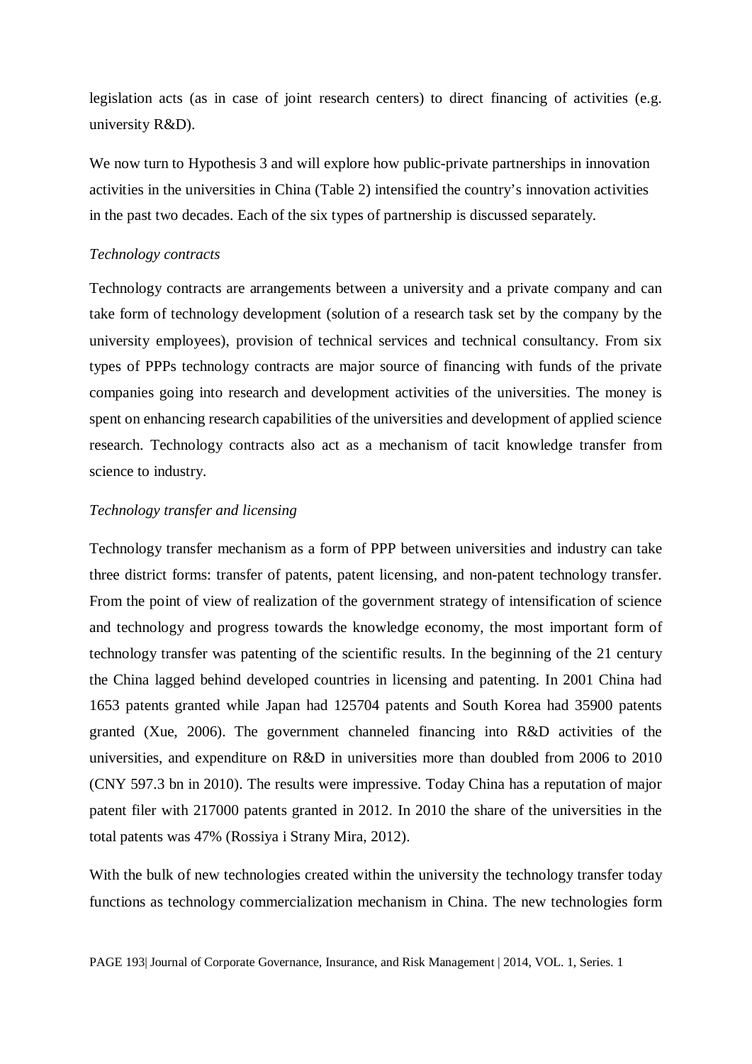legislation acts (as in case of joint research centers) to direct financing of activities (e.g. university R&D).

We now turn to Hypothesis 3 and will explore how public-private partnerships in innovation activities in the universities in China (Table 2) intensified the country's innovation activities in the past two decades. Each of the six types of partnership is discussed separately.

*Technology contracts*

Technology contracts are arrangements between a university and a private company and can take form of technology development (solution of a research task set by the company by the university employees), provision of technical services and technical consultancy. From six types of PPPs technology contracts are major source of financing with funds of the private companies going into research and development activities of the universities. The money is spent on enhancing research capabilities of the universities and development of applied science research. Technology contracts also act as a mechanism of tacit knowledge transfer from science to industry.

*Technology transfer and licensing*

Technology transfer mechanism as a form of PPP between universities and industry can take three district forms: transfer of patents, patent licensing, and non-patent technology transfer. From the point of view of realization of the government strategy of intensification of science and technology and progress towards the knowledge economy, the most important form of technology transfer was patenting of the scientific results. In the beginning of the 21 century the China lagged behind developed countries in licensing and patenting. In 2001 China had 1653 patents granted while Japan had 125704 patents and South Korea had 35900 patents granted (Xue, 2006). The government channeled financing into R&D activities of the universities, and expenditure on R&D in universities more than doubled from 2006 to 2010 (CNY 597.3 bn in 2010). The results were impressive. Today China has a reputation of major patent filer with 217000 patents granted in 2012. In 2010 the share of the universities in the total patents was 47% (Rossiya i Strany Mira, 2012).

With the bulk of new technologies created within the university the technology transfer today functions as technology commercialization mechanism in China. The new technologies form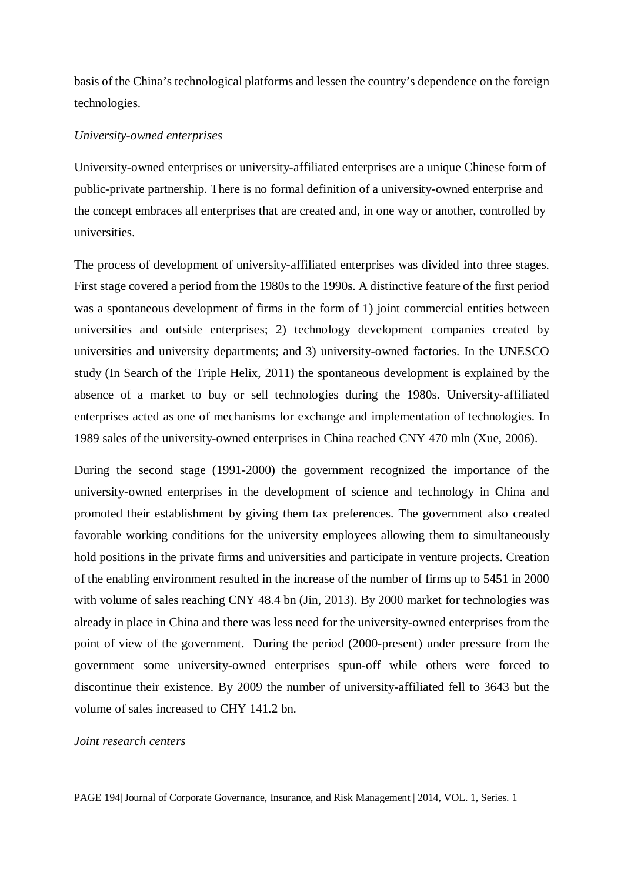basis of the China's technological platforms and lessen the country's dependence on the foreign technologies.

*University-owned enterprises*

University-owned enterprises or university-affiliated enterprises are a unique Chinese form of public-private partnership. There is no formal definition of a university-owned enterprise and the concept embraces all enterprises that are created and, in one way or another, controlled by universities.

The process of development of university-affiliated enterprises was divided into three stages. First stage covered a period from the 1980s to the 1990s. A distinctive feature of the first period was a spontaneous development of firms in the form of 1) joint commercial entities between universities and outside enterprises; 2) technology development companies created by universities and university departments; and 3) university-owned factories. In the UNESCO study (In Search of the Triple Helix, 2011) the spontaneous development is explained by the absence of a market to buy or sell technologies during the 1980s. University-affiliated enterprises acted as one of mechanisms for exchange and implementation of technologies. In 1989 sales of the university-owned enterprises in China reached CNY 470 mln (Xue, 2006).

During the second stage (1991-2000) the government recognized the importance of the university-owned enterprises in the development of science and technology in China and promoted their establishment by giving them tax preferences. The government also created favorable working conditions for the university employees allowing them to simultaneously hold positions in the private firms and universities and participate in venture projects. Creation of the enabling environment resulted in the increase of the number of firms up to 5451 in 2000 with volume of sales reaching CNY 48.4 bn (Jin, 2013). By 2000 market for technologies was already in place in China and there was less need for the university-owned enterprises from the point of view of the government. During the period (2000-present) under pressure from the government some university-owned enterprises spun-off while others were forced to discontinue their existence. By 2009 the number of university-affiliated fell to 3643 but the volume of sales increased to CHY 141.2 bn.

*Joint research centers*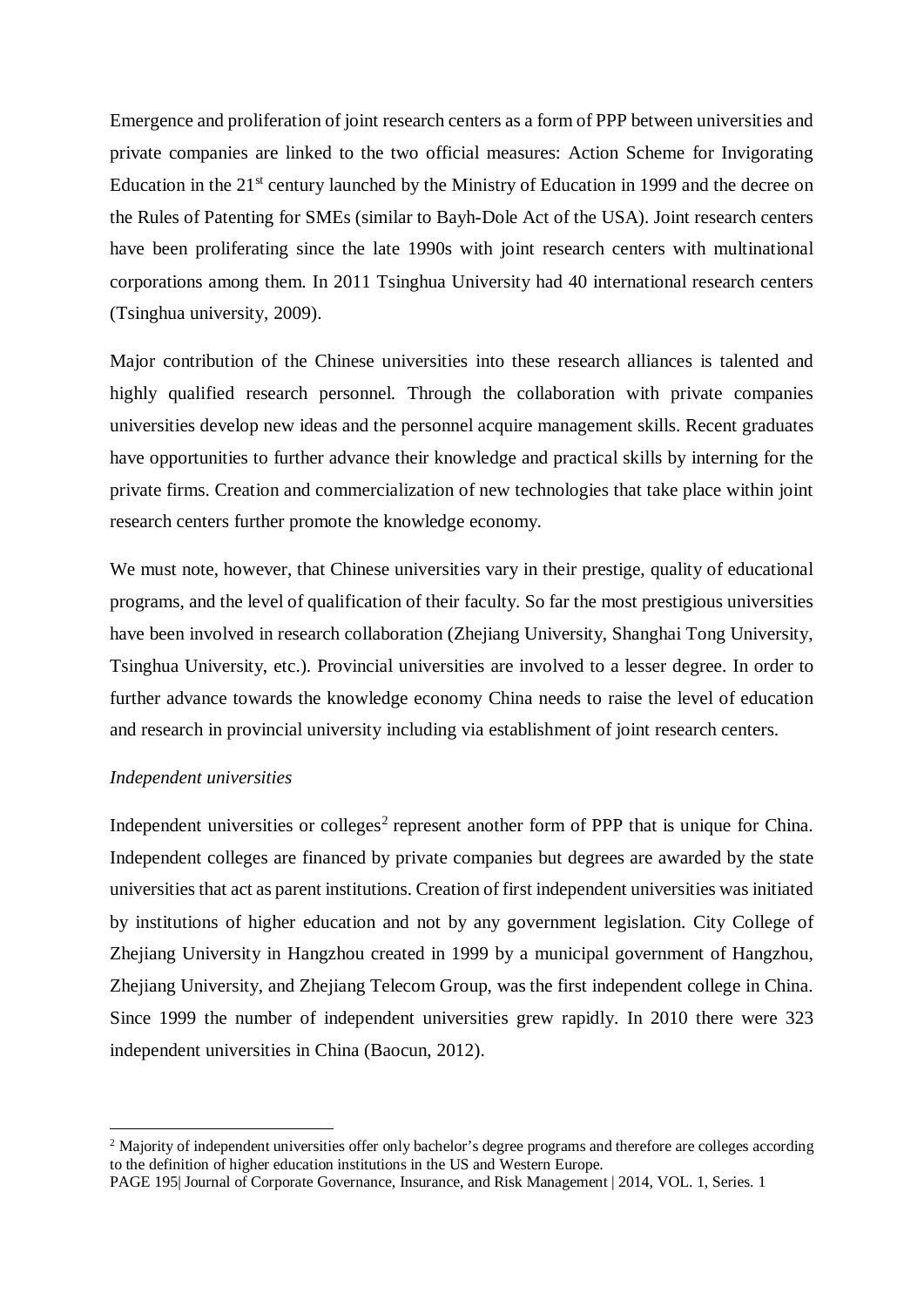Emergence and proliferation of joint research centers as a form of PPP between universities and private companies are linked to the two official measures: Action Scheme for Invigorating Education in the 21st century launched by the Ministry of Education in 1999 and the decree on the Rules of Patenting for SMEs (similar to Bayh-Dole Act of the USA). Joint research centers have been proliferating since the late 1990s with joint research centers with multinational corporations among them. In 2011 Tsinghua University had 40 international research centers (Tsinghua university, 2009).

Major contribution of the Chinese universities into these research alliances is talented and highly qualified research personnel. Through the collaboration with private companies universities develop new ideas and the personnel acquire management skills. Recent graduates have opportunities to further advance their knowledge and practical skills by interning for the private firms. Creation and commercialization of new technologies that take place within joint research centers further promote the knowledge economy.

We must note, however, that Chinese universities vary in their prestige, quality of educational programs, and the level of qualification of their faculty. So far the most prestigious universities have been involved in research collaboration (Zhejiang University, Shanghai Tong University, Tsinghua University, etc.). Provincial universities are involved to a lesser degree. In order to further advance towards the knowledge economy China needs to raise the level of education and research in provincial university including via establishment of joint research centers.

*Independent universities*

Independent universities or colleges[2] represent another form of PPP that is unique for China. Independent colleges are financed by private companies but degrees are awarded by the state universities that act as parent institutions. Creation of first independent universities was initiated by institutions of higher education and not by any government legislation. City College of Zhejiang University in Hangzhou created in 1999 by a municipal government of Hangzhou, Zhejiang University, and Zhejiang Telecom Group, was the first independent college in China. Since 1999 the number of independent universities grew rapidly. In 2010 there were 323 independent universities in China (Baocun, 2012).

[2] Majority of independent universities offer only bachelor's degree programs and therefore are colleges according to the definition of higher education institutions in the US and Western Europe.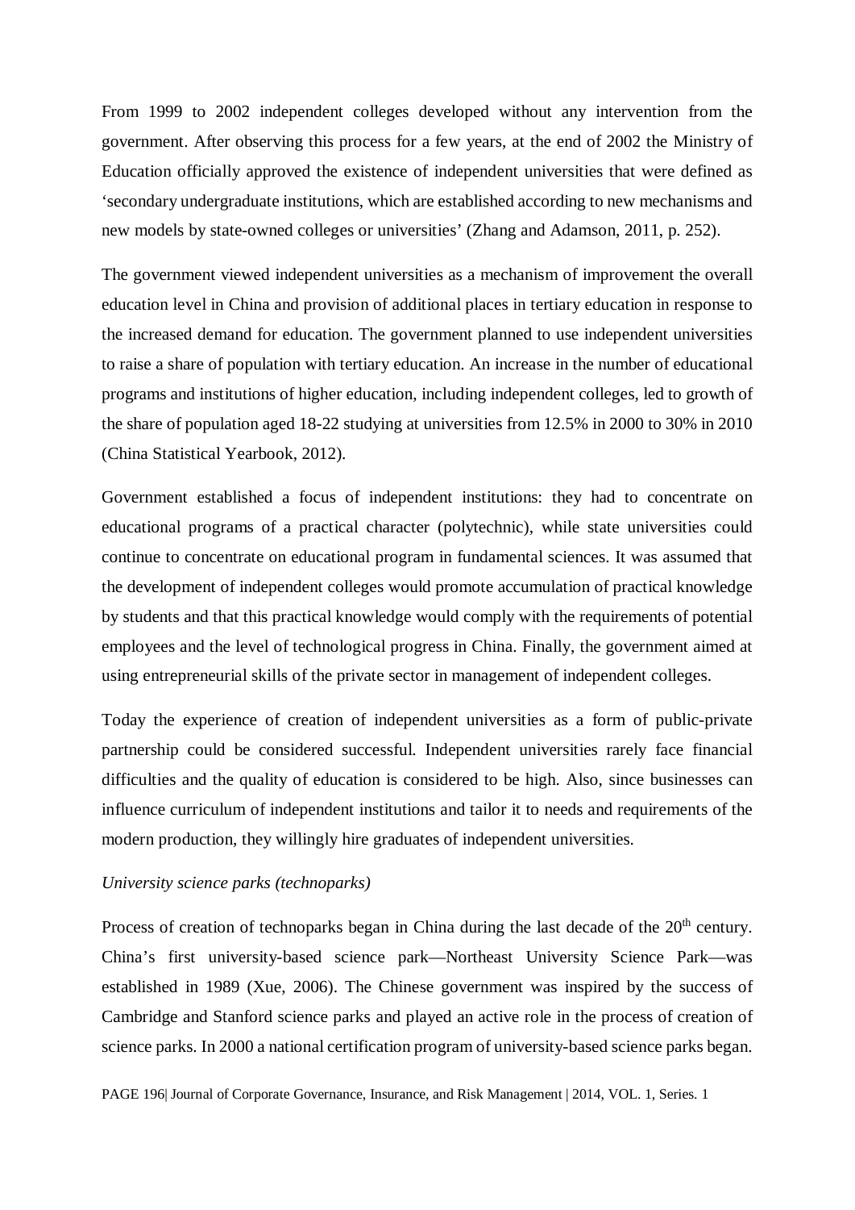From 1999 to 2002 independent colleges developed without any intervention from the government. After observing this process for a few years, at the end of 2002 the Ministry of Education officially approved the existence of independent universities that were defined as 'secondary undergraduate institutions, which are established according to new mechanisms and new models by state-owned colleges or universities' (Zhang and Adamson, 2011, p. 252).

The government viewed independent universities as a mechanism of improvement the overall education level in China and provision of additional places in tertiary education in response to the increased demand for education. The government planned to use independent universities to raise a share of population with tertiary education. An increase in the number of educational programs and institutions of higher education, including independent colleges, led to growth of the share of population aged 18-22 studying at universities from 12.5% in 2000 to 30% in 2010 (China Statistical Yearbook, 2012).

Government established a focus of independent institutions: they had to concentrate on educational programs of a practical character (polytechnic), while state universities could continue to concentrate on educational program in fundamental sciences. It was assumed that the development of independent colleges would promote accumulation of practical knowledge by students and that this practical knowledge would comply with the requirements of potential employees and the level of technological progress in China. Finally, the government aimed at using entrepreneurial skills of the private sector in management of independent colleges.

Today the experience of creation of independent universities as a form of public-private partnership could be considered successful. Independent universities rarely face financial difficulties and the quality of education is considered to be high. Also, since businesses can influence curriculum of independent institutions and tailor it to needs and requirements of the modern production, they willingly hire graduates of independent universities.

*University science parks (technoparks)*

Process of creation of technoparks began in China during the last decade of the 20th century. China's first university-based science park—Northeast University Science Park—was established in 1989 (Xue, 2006). The Chinese government was inspired by the success of Cambridge and Stanford science parks and played an active role in the process of creation of science parks. In 2000 a national certification program of university-based science parks began.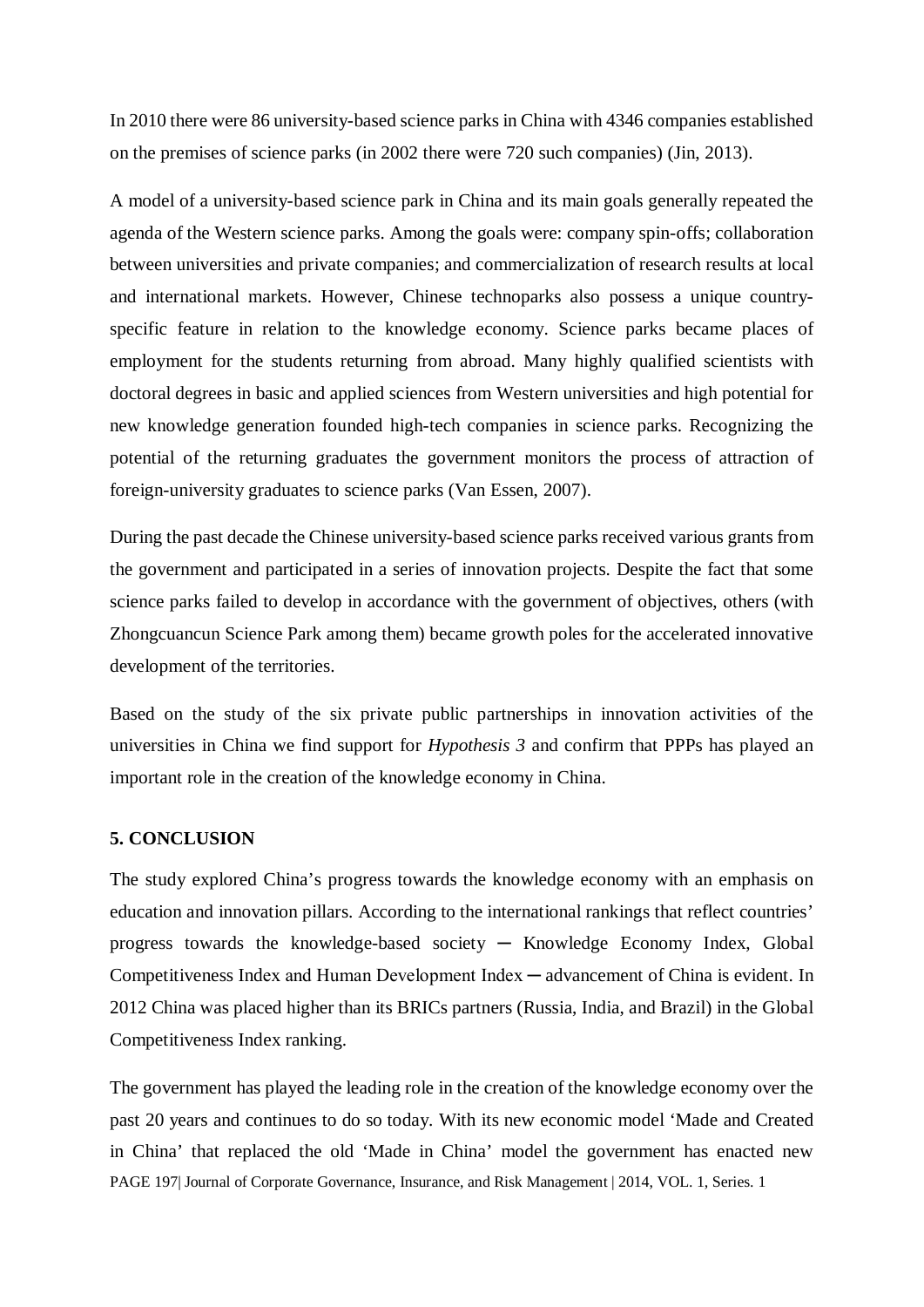In 2010 there were 86 university-based science parks in China with 4346 companies established on the premises of science parks (in 2002 there were 720 such companies) (Jin, 2013).

A model of a university-based science park in China and its main goals generally repeated the agenda of the Western science parks. Among the goals were: company spin-offs; collaboration between universities and private companies; and commercialization of research results at local and international markets. However, Chinese technoparks also possess a unique country-specific feature in relation to the knowledge economy. Science parks became places of employment for the students returning from abroad. Many highly qualified scientists with doctoral degrees in basic and applied sciences from Western universities and high potential for new knowledge generation founded high-tech companies in science parks. Recognizing the potential of the returning graduates the government monitors the process of attraction of foreign-university graduates to science parks (Van Essen, 2007).

During the past decade the Chinese university-based science parks received various grants from the government and participated in a series of innovation projects. Despite the fact that some science parks failed to develop in accordance with the government of objectives, others (with Zhongcuancun Science Park among them) became growth poles for the accelerated innovative development of the territories.

Based on the study of the six private public partnerships in innovation activities of the universities in China we find support for *Hypothesis 3* and confirm that PPPs has played an important role in the creation of the knowledge economy in China.

## 5. CONCLUSION

The study explored China's progress towards the knowledge economy with an emphasis on education and innovation pillars. According to the international rankings that reflect countries' progress towards the knowledge-based society ─ Knowledge Economy Index, Global Competitiveness Index and Human Development Index ─ advancement of China is evident. In 2012 China was placed higher than its BRICs partners (Russia, India, and Brazil) in the Global Competitiveness Index ranking.

The government has played the leading role in the creation of the knowledge economy over the past 20 years and continues to do so today. With its new economic model 'Made and Created in China' that replaced the old 'Made in China' model the government has enacted new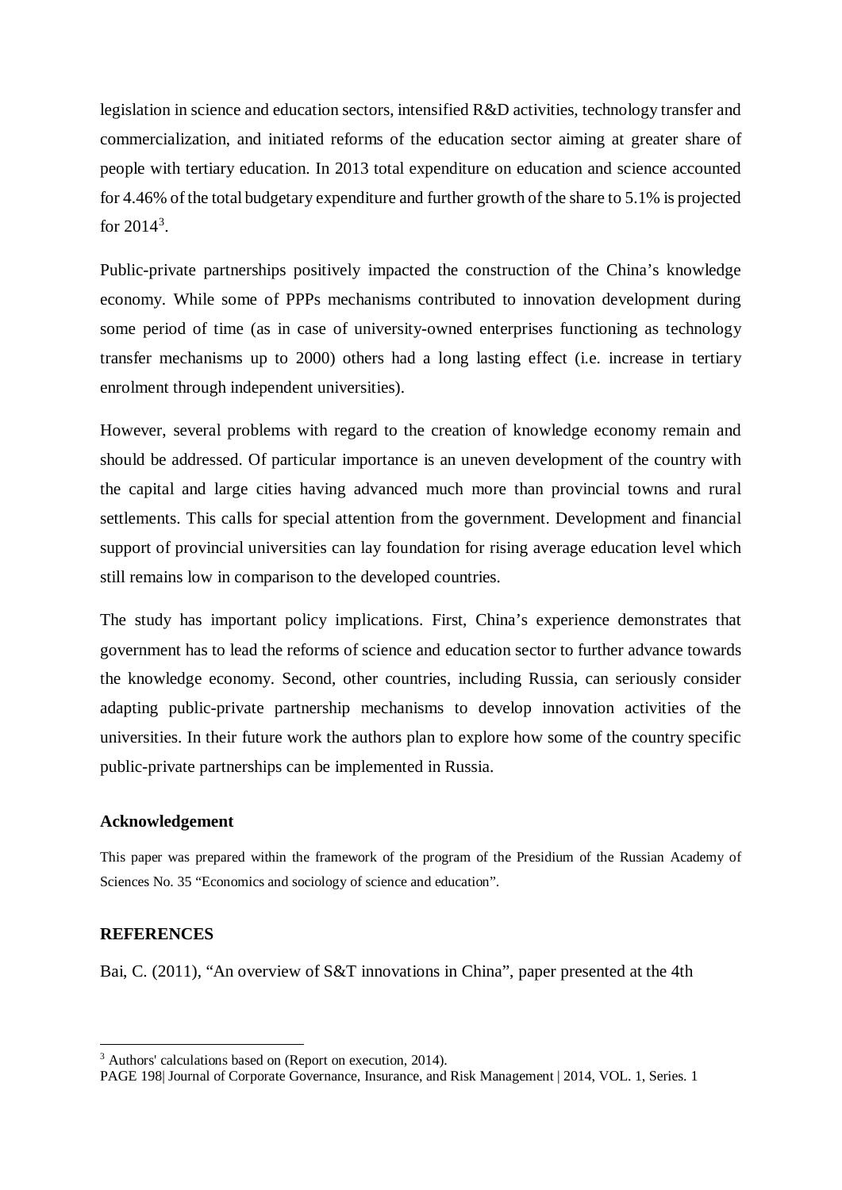legislation in science and education sectors, intensified R&D activities, technology transfer and commercialization, and initiated reforms of the education sector aiming at greater share of people with tertiary education. In 2013 total expenditure on education and science accounted for 4.46% of the total budgetary expenditure and further growth of the share to 5.1% is projected for 2014[3].

Public-private partnerships positively impacted the construction of the China's knowledge economy. While some of PPPs mechanisms contributed to innovation development during some period of time (as in case of university-owned enterprises functioning as technology transfer mechanisms up to 2000) others had a long lasting effect (i.e. increase in tertiary enrolment through independent universities).

However, several problems with regard to the creation of knowledge economy remain and should be addressed. Of particular importance is an uneven development of the country with the capital and large cities having advanced much more than provincial towns and rural settlements. This calls for special attention from the government. Development and financial support of provincial universities can lay foundation for rising average education level which still remains low in comparison to the developed countries.

The study has important policy implications. First, China's experience demonstrates that government has to lead the reforms of science and education sector to further advance towards the knowledge economy. Second, other countries, including Russia, can seriously consider adapting public-private partnership mechanisms to develop innovation activities of the universities. In their future work the authors plan to explore how some of the country specific public-private partnerships can be implemented in Russia.

**Acknowledgement**

This paper was prepared within the framework of the program of the Presidium of the Russian Academy of Sciences No. 35 "Economics and sociology of science and education".

**REFERENCES**

Bai, C. (2011), "An overview of S&T innovations in China", paper presented at the 4th

[3] Authors' calculations based on (Report on execution, 2014).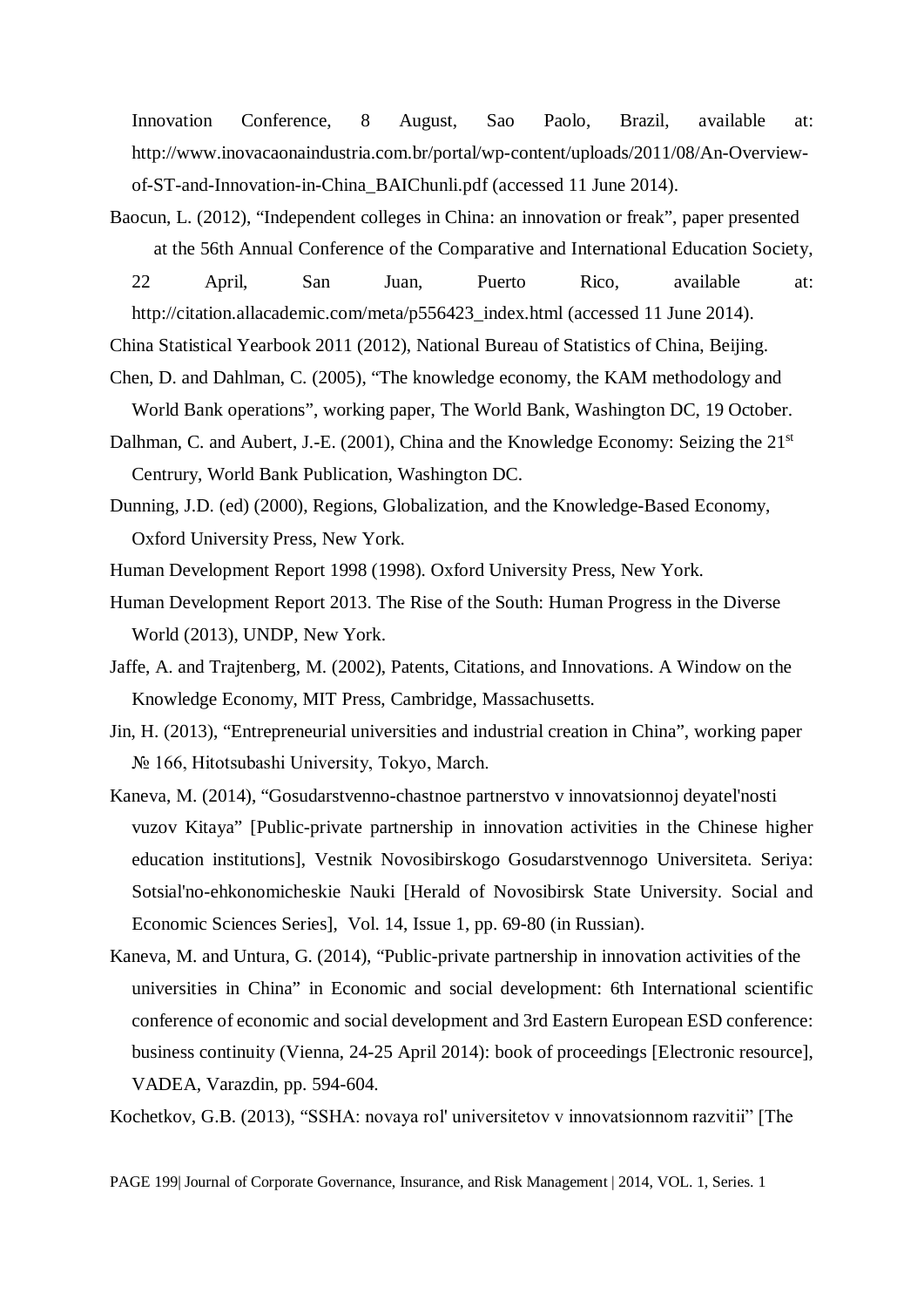Innovation Conference, 8 August, Sao Paolo, Brazil, available at: http://www.inovacaonaindustria.com.br/portal/wp-content/uploads/2011/08/An-Overview-of-ST-and-Innovation-in-China_BAIChunli.pdf (accessed 11 June 2014).

Baocun, L. (2012), “Independent colleges in China: an innovation or freak”, paper presented at the 56th Annual Conference of the Comparative and International Education Society, 22 April, San Juan, Puerto Rico, available at: http://citation.allacademic.com/meta/p556423_index.html (accessed 11 June 2014).

China Statistical Yearbook 2011 (2012), National Bureau of Statistics of China, Beijing.

Chen, D. and Dahlman, C. (2005), “The knowledge economy, the KAM methodology and World Bank operations”, working paper, The World Bank, Washington DC, 19 October.

Dalhman, C. and Aubert, J.-E. (2001), China and the Knowledge Economy: Seizing the 21st Centrury, World Bank Publication, Washington DC.

Dunning, J.D. (ed) (2000), Regions, Globalization, and the Knowledge-Based Economy, Oxford University Press, New York.

Human Development Report 1998 (1998). Oxford University Press, New York.

Human Development Report 2013. The Rise of the South: Human Progress in the Diverse World (2013), UNDP, New York.

Jaffe, A. and Trajtenberg, M. (2002), Patents, Citations, and Innovations. A Window on the Knowledge Economy, MIT Press, Cambridge, Massachusetts.

Jin, H. (2013), “Entrepreneurial universities and industrial creation in China”, working paper № 166, Hitotsubashi University, Tokyo, March.

Kaneva, M. (2014), “Gosudarstvenno-chastnoe partnerstvo v innovatsionnoj deyatel'nosti vuzov Kitaya” [Public-private partnership in innovation activities in the Chinese higher education institutions], Vestnik Novosibirskogo Gosudarstvennogo Universiteta. Seriya: Sotsial'no-ehkonomicheskie Nauki [Herald of Novosibirsk State University. Social and Economic Sciences Series], Vol. 14, Issue 1, pp. 69-80 (in Russian).

Kaneva, M. and Untura, G. (2014), “Public-private partnership in innovation activities of the universities in China” in Economic and social development: 6th International scientific conference of economic and social development and 3rd Eastern European ESD conference: business continuity (Vienna, 24-25 April 2014): book of proceedings [Electronic resource], VADEA, Varazdin, pp. 594-604.

Kochetkov, G.B. (2013), “SSHA: novaya rol' universitetov v innovatsionnom razvitii” [The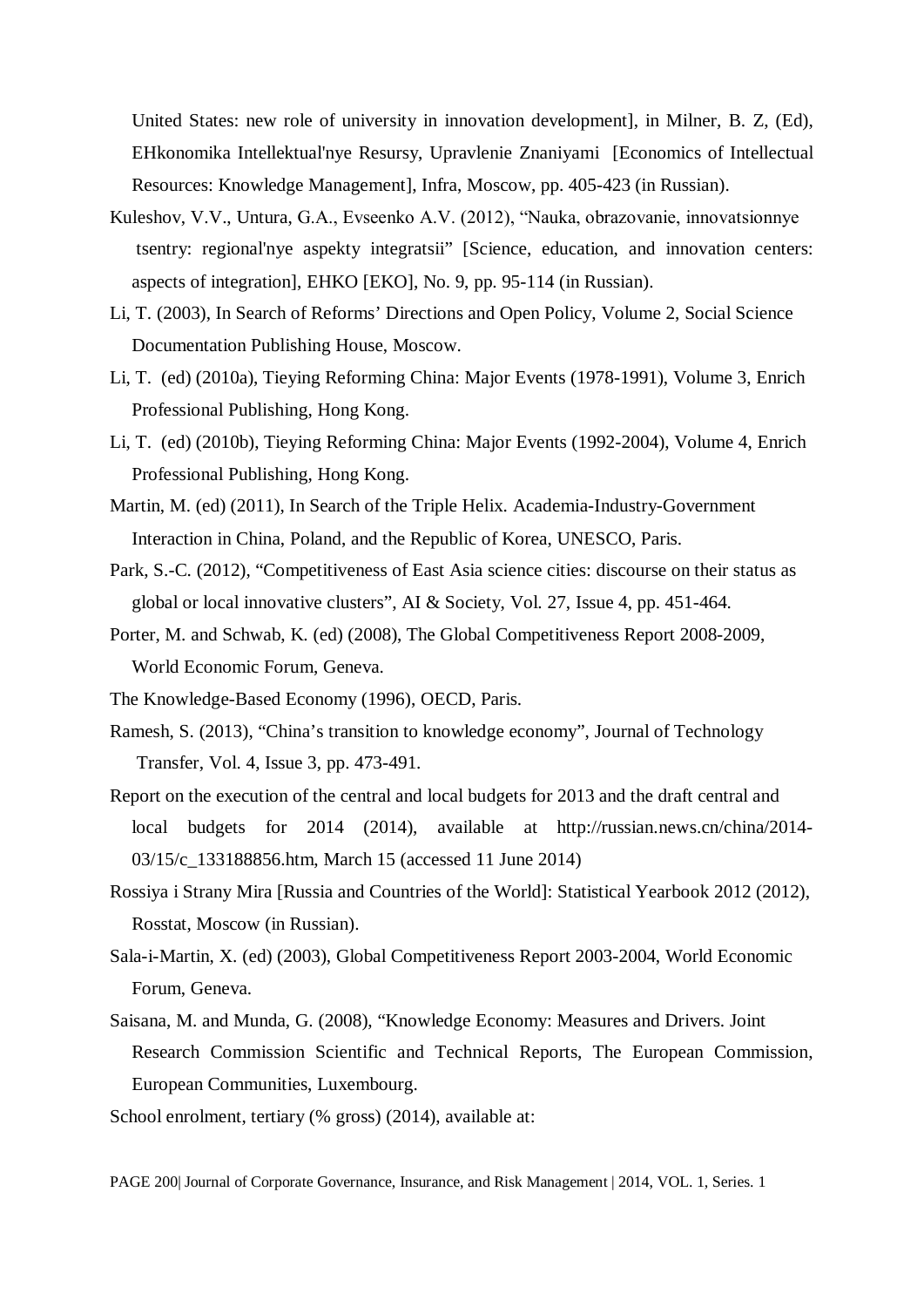United States: new role of university in innovation development], in Milner, B. Z, (Ed), EHkonomika Intellektual'nye Resursy, Upravlenie Znaniyami [Economics of Intellectual Resources: Knowledge Management], Infra, Moscow, pp. 405-423 (in Russian).

Kuleshov, V.V., Untura, G.A., Evseenko A.V. (2012), "Nauka, obrazovanie, innovatsionnye tsentry: regional'nye aspekty integratsii" [Science, education, and innovation centers: aspects of integration], EHKO [EKO], No. 9, pp. 95-114 (in Russian).

Li, T. (2003), In Search of Reforms' Directions and Open Policy, Volume 2, Social Science Documentation Publishing House, Moscow.

Li, T. (ed) (2010a), Tieying Reforming China: Major Events (1978-1991), Volume 3, Enrich Professional Publishing, Hong Kong.

Li, T. (ed) (2010b), Tieying Reforming China: Major Events (1992-2004), Volume 4, Enrich Professional Publishing, Hong Kong.

Martin, M. (ed) (2011), In Search of the Triple Helix. Academia-Industry-Government Interaction in China, Poland, and the Republic of Korea, UNESCO, Paris.

Park, S.-C. (2012), "Competitiveness of East Asia science cities: discourse on their status as global or local innovative clusters", AI & Society, Vol. 27, Issue 4, pp. 451-464.

Porter, M. and Schwab, K. (ed) (2008), The Global Competitiveness Report 2008-2009, World Economic Forum, Geneva.

The Knowledge-Based Economy (1996), OECD, Paris.

Ramesh, S. (2013), "China's transition to knowledge economy", Journal of Technology Transfer, Vol. 4, Issue 3, pp. 473-491.

Report on the execution of the central and local budgets for 2013 and the draft central and local budgets for 2014 (2014), available at http://russian.news.cn/china/2014-03/15/c_133188856.htm, March 15 (accessed 11 June 2014)

Rossiya i Strany Mira [Russia and Countries of the World]: Statistical Yearbook 2012 (2012), Rosstat, Moscow (in Russian).

Sala-i-Martin, X. (ed) (2003), Global Competitiveness Report 2003-2004, World Economic Forum, Geneva.

Saisana, M. and Munda, G. (2008), "Knowledge Economy: Measures and Drivers. Joint Research Commission Scientific and Technical Reports, The European Commission, European Communities, Luxembourg.

School enrolment, tertiary (% gross) (2014), available at: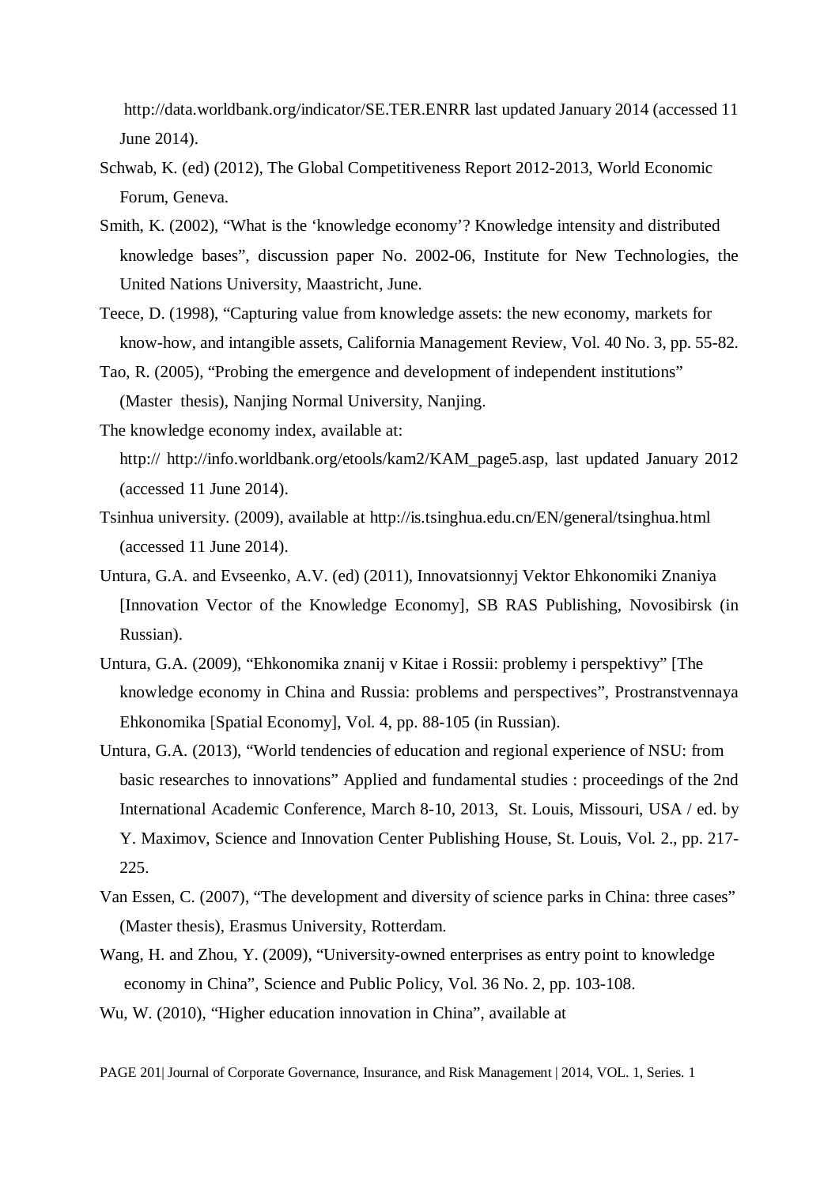http://data.worldbank.org/indicator/SE.TER.ENRR last updated January 2014 (accessed 11 June 2014).

Schwab, K. (ed) (2012), The Global Competitiveness Report 2012-2013, World Economic Forum, Geneva.

Smith, K. (2002), "What is the 'knowledge economy'? Knowledge intensity and distributed knowledge bases", discussion paper No. 2002-06, Institute for New Technologies, the United Nations University, Maastricht, June.

Teece, D. (1998), "Capturing value from knowledge assets: the new economy, markets for know-how, and intangible assets, California Management Review, Vol. 40 No. 3, pp. 55-82.

Tao, R. (2005), "Probing the emergence and development of independent institutions" (Master thesis), Nanjing Normal University, Nanjing.

The knowledge economy index, available at: http:// http://info.worldbank.org/etools/kam2/KAM_page5.asp, last updated January 2012 (accessed 11 June 2014).

Tsinhua university. (2009), available at http://is.tsinghua.edu.cn/EN/general/tsinghua.html (accessed 11 June 2014).

Untura, G.A. and Evseenko, A.V. (ed) (2011), Innovatsionnyj Vektor Ehkonomiki Znaniya [Innovation Vector of the Knowledge Economy], SB RAS Publishing, Novosibirsk (in Russian).

Untura, G.A. (2009), "Ehkonomika znanij v Kitae i Rossii: problemy i perspektivy" [The knowledge economy in China and Russia: problems and perspectives", Prostranstvennaya Ehkonomika [Spatial Economy], Vol. 4, pp. 88-105 (in Russian).

Untura, G.A. (2013), "World tendencies of education and regional experience of NSU: from basic researches to innovations" Applied and fundamental studies : proceedings of the 2nd International Academic Conference, March 8-10, 2013, St. Louis, Missouri, USA / ed. by Y. Maximov, Science and Innovation Center Publishing House, St. Louis, Vol. 2., pp. 217-225.

Van Essen, C. (2007), "The development and diversity of science parks in China: three cases" (Master thesis), Erasmus University, Rotterdam.

Wang, H. and Zhou, Y. (2009), "University-owned enterprises as entry point to knowledge economy in China", Science and Public Policy, Vol. 36 No. 2, pp. 103-108.

Wu, W. (2010), "Higher education innovation in China", available at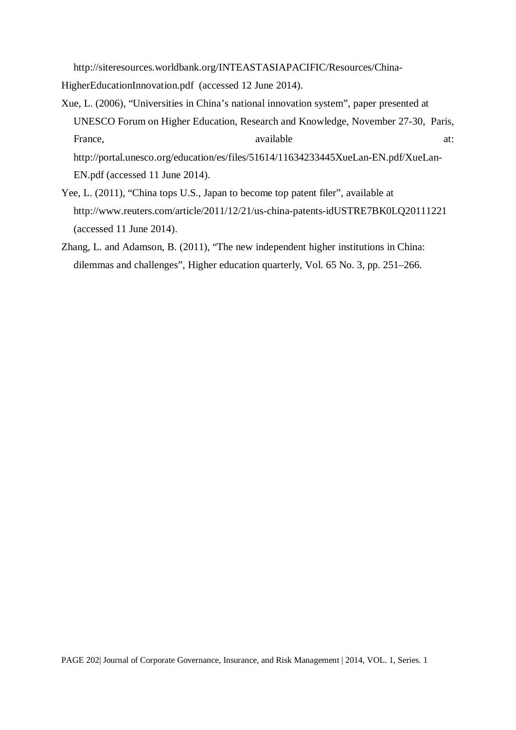http://siteresources.worldbank.org/INTEASTASIAPACIFIC/Resources/China-HigherEducationInnovation.pdf (accessed 12 June 2014).

Xue, L. (2006), “Universities in China’s national innovation system”, paper presented at UNESCO Forum on Higher Education, Research and Knowledge, November 27-30, Paris, France, available at: http://portal.unesco.org/education/es/files/51614/11634233445XueLan-EN.pdf/XueLan-EN.pdf (accessed 11 June 2014).

Yee, L. (2011), “China tops U.S., Japan to become top patent filer”, available at http://www.reuters.com/article/2011/12/21/us-china-patents-idUSTRE7BK0LQ20111221 (accessed 11 June 2014).

Zhang, L. and Adamson, B. (2011), “The new independent higher institutions in China: dilemmas and challenges”, Higher education quarterly, Vol. 65 No. 3, pp. 251–266.